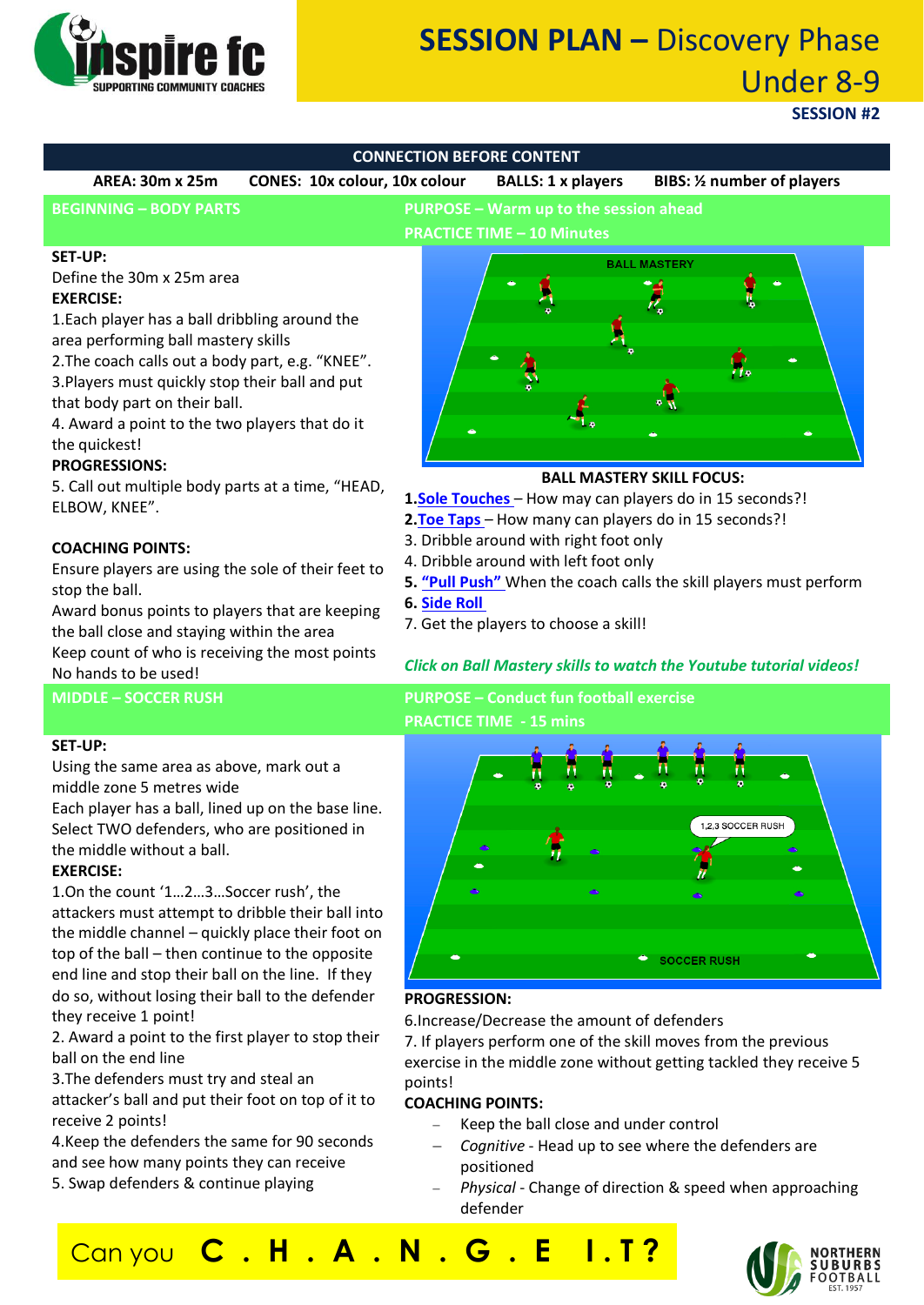# SESSION PLAN – Discovery Phase Under 8-9

**SESSION #2**

**CONNECTION BEFORE CONTENT**

**AREA: 30m x 25m** **CONES: 10x colour, 10x colour** **BALLS: 1 x players** **BIBS: ½ number of players**

## BEGINNING – BODY PARTS

**PURPOSE – Warm up to the session ahead**

**PRACTICE TIME – 10 Minutes**

**SET-UP:**

Define the 30m x 25m area

**EXERCISE:**

1.Each player has a ball dribbling around the area performing ball mastery skills

2.The coach calls out a body part, e.g. "KNEE".

3.Players must quickly stop their ball and put that body part on their ball.

4. Award a point to the two players that do it the quickest!

**PROGRESSIONS:**

5. Call out multiple body parts at a time, "HEAD, ELBOW, KNEE".

**COACHING POINTS:**

Ensure players are using the sole of their feet to stop the ball.

Award bonus points to players that are keeping the ball close and staying within the area

Keep count of who is receiving the most points

No hands to be used!

**BALL MASTERY SKILL FOCUS:**

**1.**Sole Touches – How may can players do in 15 seconds?!

**2.**Toe Taps – How many can players do in 15 seconds?!

3. Dribble around with right foot only

4. Dribble around with left foot only

**5.** **"Pull Push"** When the coach calls the skill players must perform

**6.** **Side Roll**

7. Get the players to choose a skill!

*Click on Ball Mastery skills to watch the Youtube tutorial videos!*

## MIDDLE – SOCCER RUSH

**PURPOSE – Conduct fun football exercise**

**PRACTICE TIME - 15 mins**

**SET-UP:**

Using the same area as above, mark out a middle zone 5 metres wide

Each player has a ball, lined up on the base line. Select TWO defenders, who are positioned in the middle without a ball.

**EXERCISE:**

1.On the count '1…2…3…Soccer rush', the attackers must attempt to dribble their ball into the middle channel – quickly place their foot on top of the ball – then continue to the opposite end line and stop their ball on the line. If they do so, without losing their ball to the defender they receive 1 point!

2. Award a point to the first player to stop their ball on the end line

3.The defenders must try and steal an attacker's ball and put their foot on top of it to receive 2 points!

4.Keep the defenders the same for 90 seconds and see how many points they can receive

5. Swap defenders & continue playing

**PROGRESSION:**

6.Increase/Decrease the amount of defenders

7. If players perform one of the skill moves from the previous exercise in the middle zone without getting tackled they receive 5 points!

**COACHING POINTS:**

- Keep the ball close and under control
- *Cognitive* - Head up to see where the defenders are positioned
- *Physical* - Change of direction & speed when approaching defender

Can you **C . H . A . N . G . E I.T?**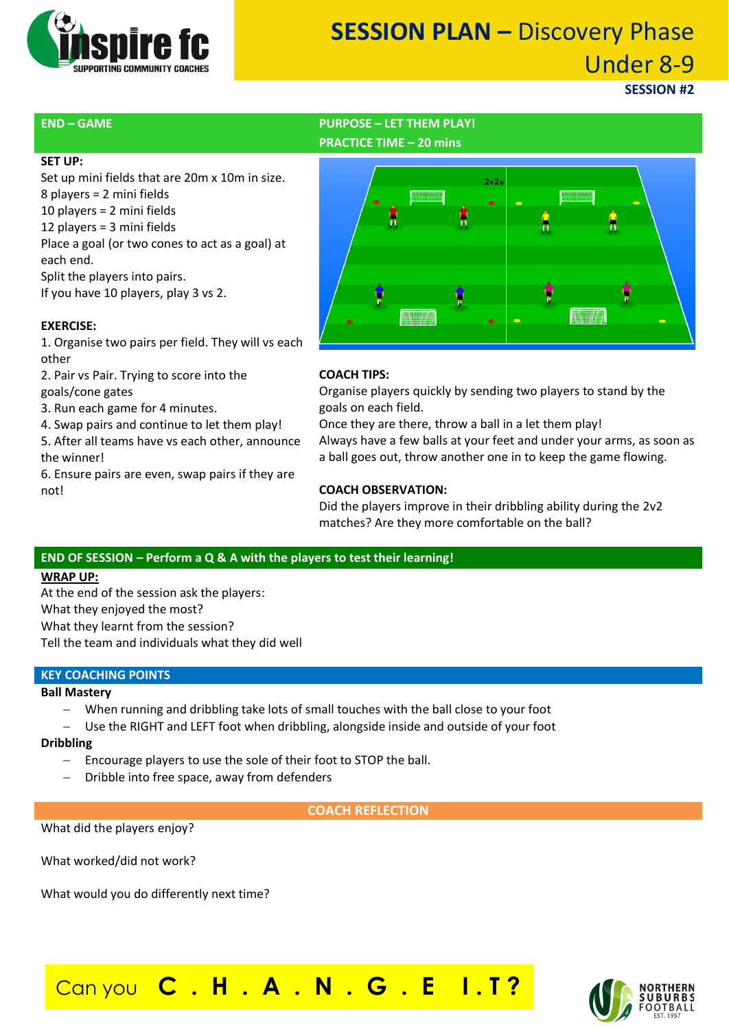# SESSION PLAN – Discovery Phase Under 8-9

**SESSION #2**

## END – GAME

**PURPOSE – LET THEM PLAY!**
**PRACTICE TIME – 20 mins**

**SET UP:**
Set up mini fields that are 20m x 10m in size.
8 players = 2 mini fields
10 players = 2 mini fields
12 players = 3 mini fields
Place a goal (or two cones to act as a goal) at each end.
Split the players into pairs.
If you have 10 players, play 3 vs 2.

**EXERCISE:**
1. Organise two pairs per field. They will vs each other
2. Pair vs Pair. Trying to score into the goals/cone gates
3. Run each game for 4 minutes.
4. Swap pairs and continue to let them play!
5. After all teams have vs each other, announce the winner!
6. Ensure pairs are even, swap pairs if they are not!

2v2s

**COACH TIPS:**
Organise players quickly by sending two players to stand by the goals on each field.
Once they are there, throw a ball in a let them play!
Always have a few balls at your feet and under your arms, as soon as a ball goes out, throw another one in to keep the game flowing.

**COACH OBSERVATION:**
Did the players improve in their dribbling ability during the 2v2 matches? Are they more comfortable on the ball?

## END OF SESSION – Perform a Q & A with the players to test their learning!

**WRAP UP:**
At the end of the session ask the players:
What they enjoyed the most?
What they learnt from the session?
Tell the team and individuals what they did well

## KEY COACHING POINTS

**Ball Mastery**
- When running and dribbling take lots of small touches with the ball close to your foot
- Use the RIGHT and LEFT foot when dribbling, alongside inside and outside of your foot

**Dribbling**
- Encourage players to use the sole of their foot to STOP the ball.
- Dribble into free space, away from defenders

## COACH REFLECTION

What did the players enjoy?

What worked/did not work?

What would you do differently next time?

Can you C . H . A . N . G . E I.T?